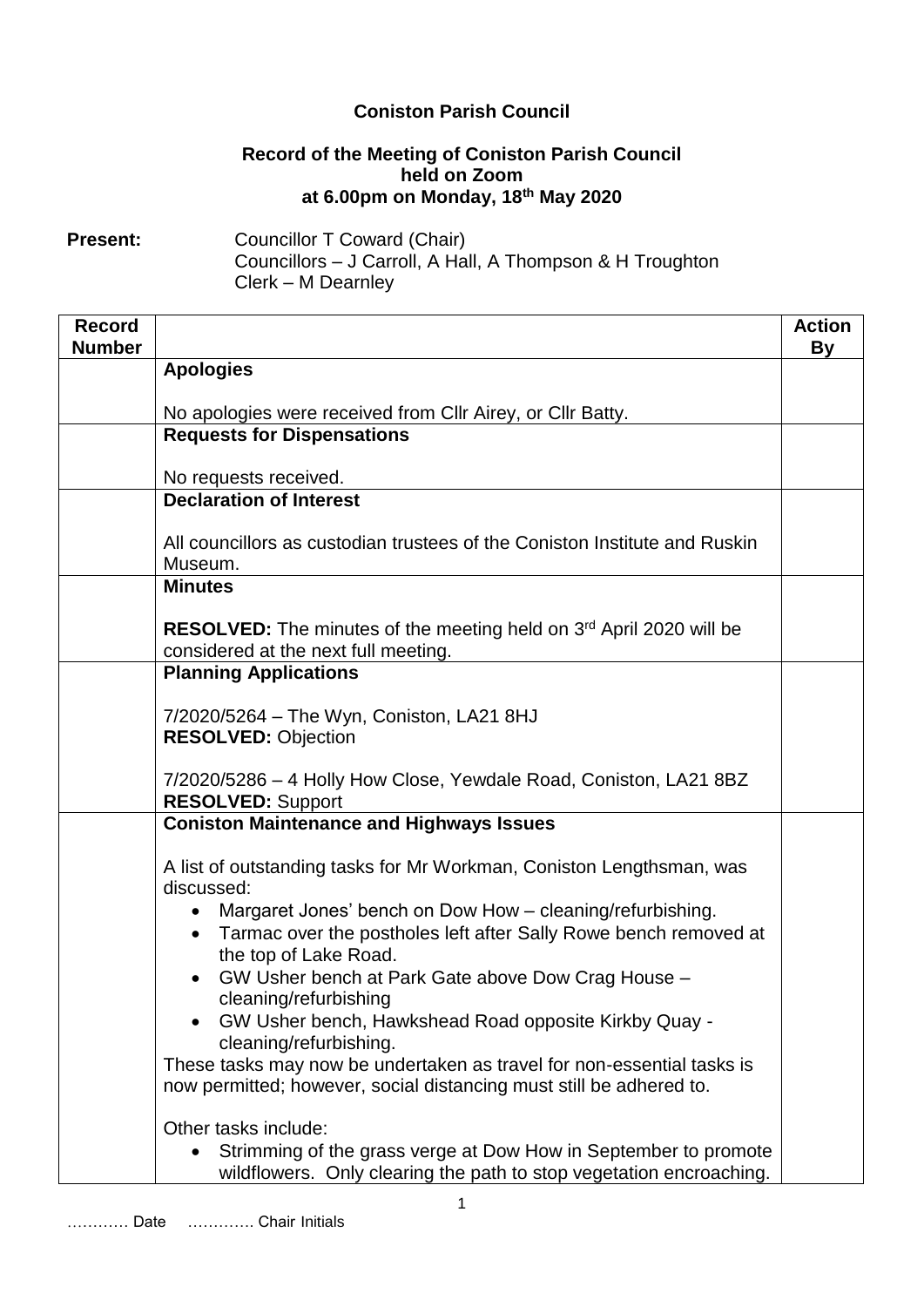**Coniston Parish Council**

**Record of the Meeting of Coniston Parish Council held on Zoom at 6.00pm on Monday, 18th May 2020**

**Present:** Councillor T Coward (Chair)
Councillors – J Carroll, A Hall, A Thompson & H Troughton
Clerk – M Dearnley

| Record Number | | Action By |
|---|---|---|
| | **Apologies**<br><br>No apologies were received from Cllr Airey, or Cllr Batty. | |
| | **Requests for Dispensations**<br><br>No requests received. | |
| | **Declaration of Interest**<br><br>All councillors as custodian trustees of the Coniston Institute and Ruskin Museum. | |
| | **Minutes**<br><br>**RESOLVED:** The minutes of the meeting held on 3rd April 2020 will be considered at the next full meeting. | |
| | **Planning Applications**<br><br>7/2020/5264 – The Wyn, Coniston, LA21 8HJ<br>**RESOLVED:** Objection<br><br>7/2020/5286 – 4 Holly How Close, Yewdale Road, Coniston, LA21 8BZ<br>**RESOLVED:** Support | |
| | **Coniston Maintenance and Highways Issues**<br><br>A list of outstanding tasks for Mr Workman, Coniston Lengthsman, was discussed:<br>• Margaret Jones' bench on Dow How – cleaning/refurbishing.<br>• Tarmac over the postholes left after Sally Rowe bench removed at the top of Lake Road.<br>• GW Usher bench at Park Gate above Dow Crag House – cleaning/refurbishing<br>• GW Usher bench, Hawkshead Road opposite Kirkby Quay - cleaning/refurbishing.<br>These tasks may now be undertaken as travel for non-essential tasks is now permitted; however, social distancing must still be adhered to.<br><br>Other tasks include:<br>• Strimming of the grass verge at Dow How in September to promote wildflowers. Only clearing the path to stop vegetation encroaching. | |

………… Date …………. Chair Initials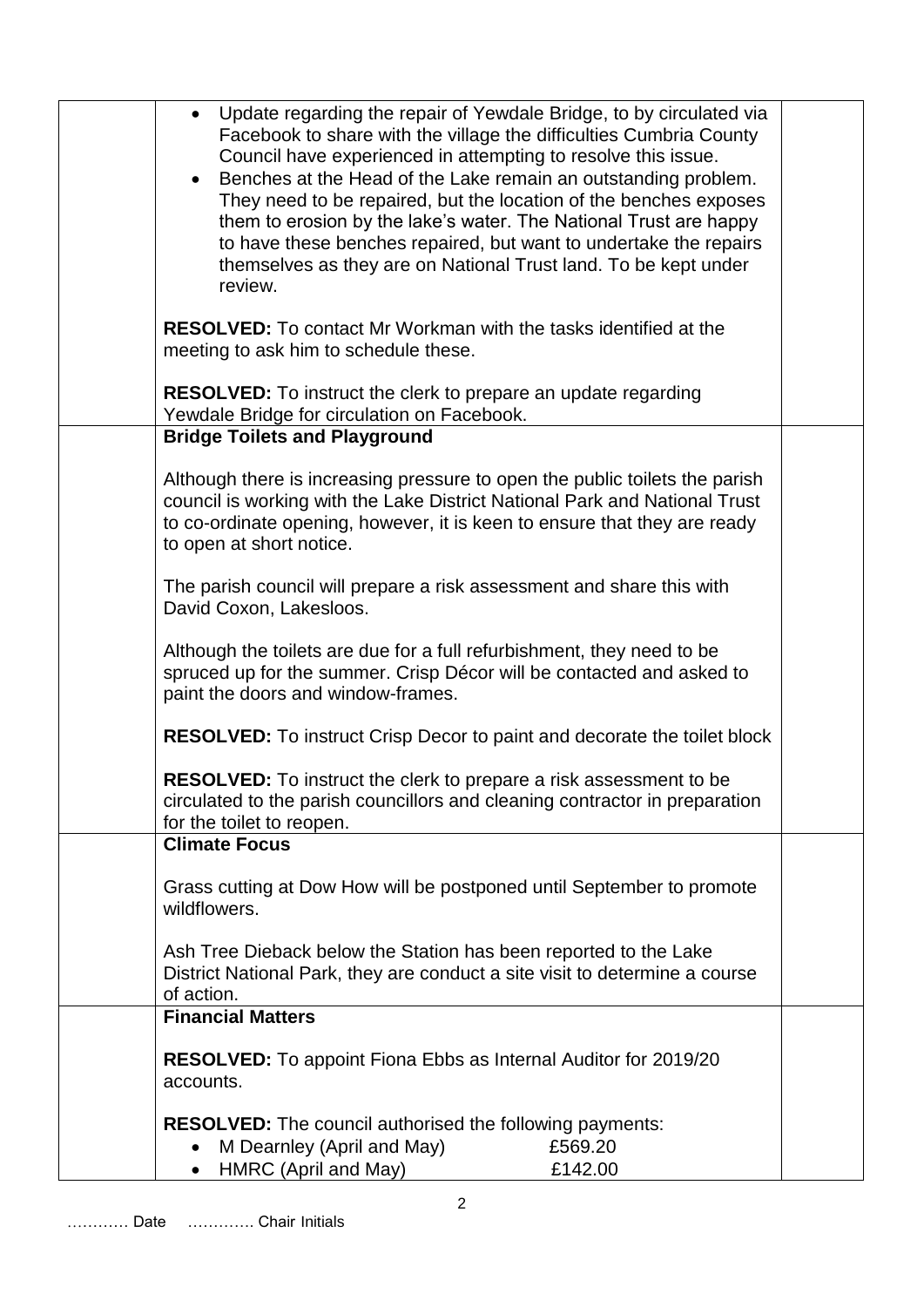| | | |
|---|---|---|
| | • Update regarding the repair of Yewdale Bridge, to by circulated via Facebook to share with the village the difficulties Cumbria County Council have experienced in attempting to resolve this issue.<br>• Benches at the Head of the Lake remain an outstanding problem. They need to be repaired, but the location of the benches exposes them to erosion by the lake's water. The National Trust are happy to have these benches repaired, but want to undertake the repairs themselves as they are on National Trust land. To be kept under review.<br><br>**RESOLVED:** To contact Mr Workman with the tasks identified at the meeting to ask him to schedule these.<br><br>**RESOLVED:** To instruct the clerk to prepare an update regarding Yewdale Bridge for circulation on Facebook. | |
| | **Bridge Toilets and Playground**<br><br>Although there is increasing pressure to open the public toilets the parish council is working with the Lake District National Park and National Trust to co-ordinate opening, however, it is keen to ensure that they are ready to open at short notice.<br><br>The parish council will prepare a risk assessment and share this with David Coxon, Lakesloos.<br><br>Although the toilets are due for a full refurbishment, they need to be spruced up for the summer. Crisp Décor will be contacted and asked to paint the doors and window-frames.<br><br>**RESOLVED:** To instruct Crisp Decor to paint and decorate the toilet block<br><br>**RESOLVED:** To instruct the clerk to prepare a risk assessment to be circulated to the parish councillors and cleaning contractor in preparation for the toilet to reopen. | |
| | **Climate Focus**<br><br>Grass cutting at Dow How will be postponed until September to promote wildflowers.<br><br>Ash Tree Dieback below the Station has been reported to the Lake District National Park, they are conduct a site visit to determine a course of action. | |
| | **Financial Matters**<br><br>**RESOLVED:** To appoint Fiona Ebbs as Internal Auditor for 2019/20 accounts.<br><br>**RESOLVED:** The council authorised the following payments:<br>• M Dearnley (April and May) £569.20<br>• HMRC (April and May) £142.00 | |

………… Date …………. Chair Initials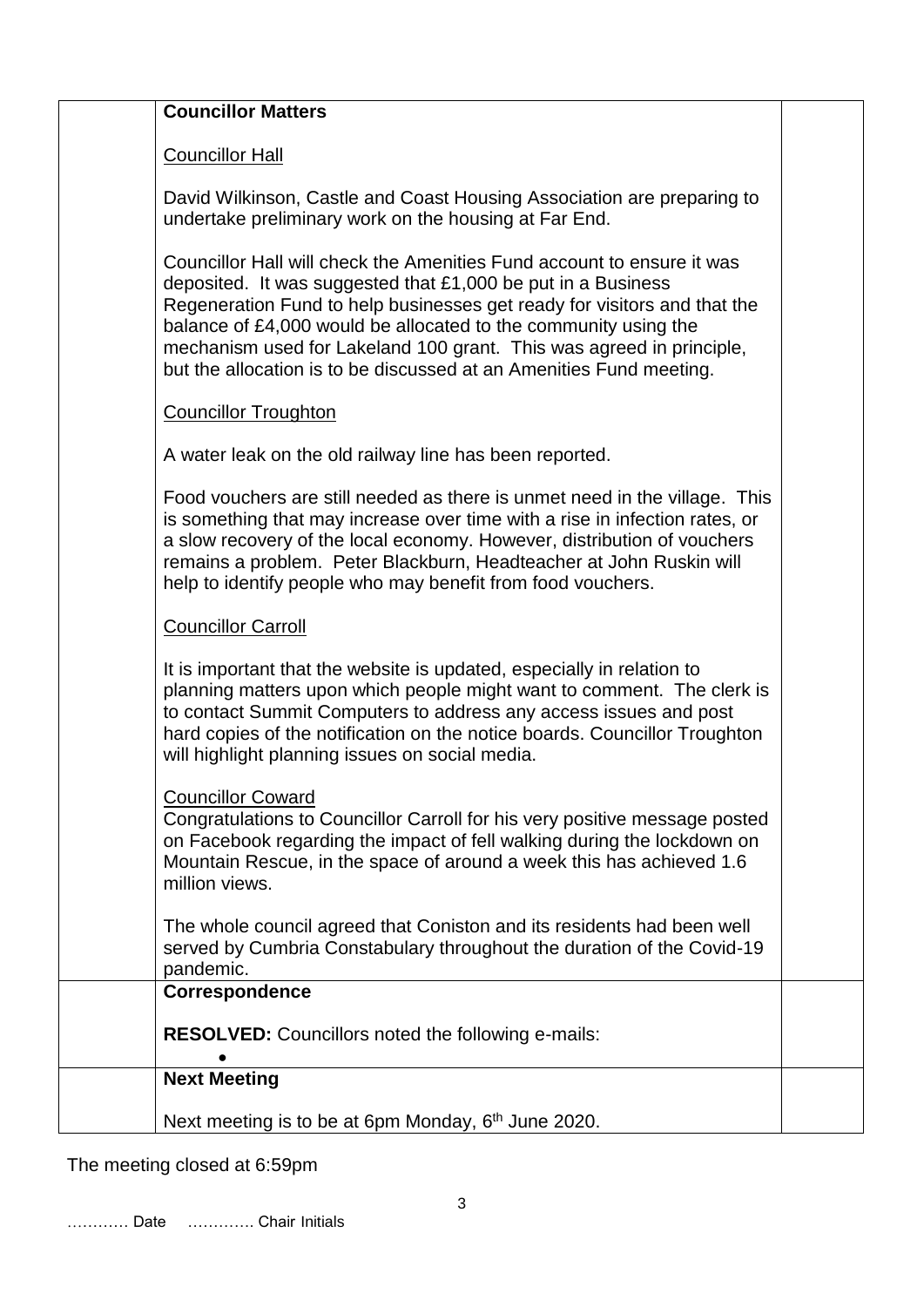| | | |
|---|---|---|
| | **Councillor Matters**<br><br><u>Councillor Hall</u><br><br>David Wilkinson, Castle and Coast Housing Association are preparing to undertake preliminary work on the housing at Far End.<br><br>Councillor Hall will check the Amenities Fund account to ensure it was deposited. It was suggested that £1,000 be put in a Business Regeneration Fund to help businesses get ready for visitors and that the balance of £4,000 would be allocated to the community using the mechanism used for Lakeland 100 grant. This was agreed in principle, but the allocation is to be discussed at an Amenities Fund meeting.<br><br><u>Councillor Troughton</u><br><br>A water leak on the old railway line has been reported.<br><br>Food vouchers are still needed as there is unmet need in the village. This is something that may increase over time with a rise in infection rates, or a slow recovery of the local economy. However, distribution of vouchers remains a problem. Peter Blackburn, Headteacher at John Ruskin will help to identify people who may benefit from food vouchers.<br><br><u>Councillor Carroll</u><br><br>It is important that the website is updated, especially in relation to planning matters upon which people might want to comment. The clerk is to contact Summit Computers to address any access issues and post hard copies of the notification on the notice boards. Councillor Troughton will highlight planning issues on social media.<br><br><u>Councillor Coward</u><br>Congratulations to Councillor Carroll for his very positive message posted on Facebook regarding the impact of fell walking during the lockdown on Mountain Rescue, in the space of around a week this has achieved 1.6 million views.<br><br>The whole council agreed that Coniston and its residents had been well served by Cumbria Constabulary throughout the duration of the Covid-19 pandemic. | |
| | **Correspondence**<br><br>**RESOLVED:** Councillors noted the following e-mails:<br>• | |
| | **Next Meeting**<br><br>Next meeting is to be at 6pm Monday, 6th June 2020. | |

The meeting closed at 6:59pm

………… Date ………….. Chair Initials